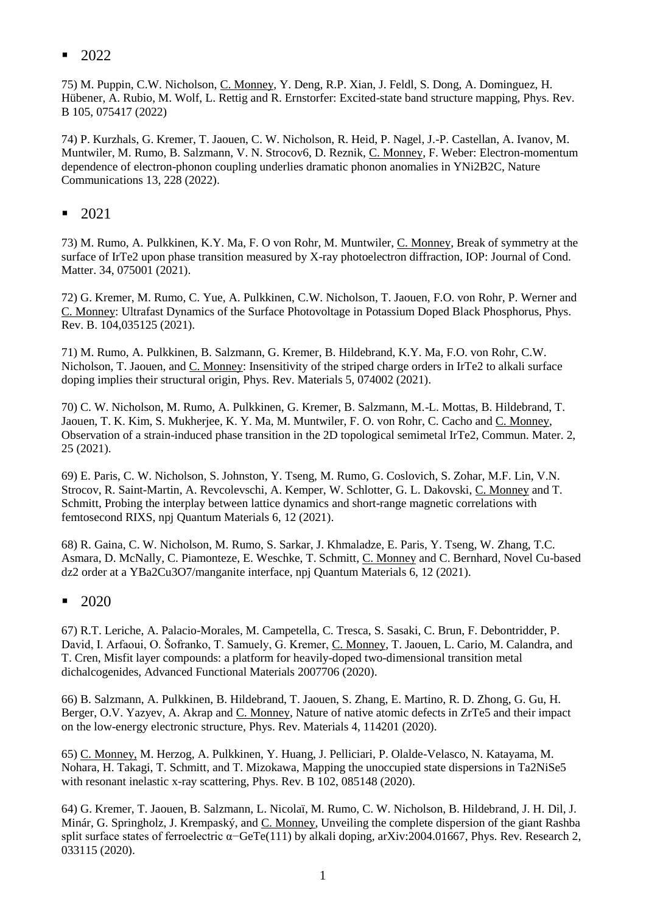- 2022

75) M. Puppin, C.W. Nicholson, C. Monney, Y. Deng, R.P. Xian, J. Feldl, S. Dong, A. Dominguez, H. Hübener, A. Rubio, M. Wolf, L. Rettig and R. Ernstorfer: Excited-state band structure mapping, Phys. Rev. B 105, 075417 (2022)

74) P. Kurzhals, G. Kremer, T. Jaouen, C. W. Nicholson, R. Heid, P. Nagel, J.-P. Castellan, A. Ivanov, M. Muntwiler, M. Rumo, B. Salzmann, V. N. Strocov6, D. Reznik, C. Monney, F. Weber: Electron-momentum dependence of electron-phonon coupling underlies dramatic phonon anomalies in $YNi_2B_2C$, Nature Communications 13, 228 (2022).

- 2021

73) M. Rumo, A. Pulkkinen, K.Y. Ma, F. O von Rohr, M. Muntwiler, C. Monney, Break of symmetry at the surface of $IrTe_2$ upon phase transition measured by X-ray photoelectron diffraction, IOP: Journal of Cond. Matter. 34, 075001 (2021).

72) G. Kremer, M. Rumo, C. Yue, A. Pulkkinen, C.W. Nicholson, T. Jaouen, F.O. von Rohr, P. Werner and C. Monney: Ultrafast Dynamics of the Surface Photovoltage in Potassium Doped Black Phosphorus, Phys. Rev. B. 104,035125 (2021).

71) M. Rumo, A. Pulkkinen, B. Salzmann, G. Kremer, B. Hildebrand, K.Y. Ma, F.O. von Rohr, C.W. Nicholson, T. Jaouen, and C. Monney: Insensitivity of the striped charge orders in $IrTe_2$ to alkali surface doping implies their structural origin, Phys. Rev. Materials 5, 074002 (2021).

70) C. W. Nicholson, M. Rumo, A. Pulkkinen, G. Kremer, B. Salzmann, M.-L. Mottas, B. Hildebrand, T. Jaouen, T. K. Kim, S. Mukherjee, K. Y. Ma, M. Muntwiler, F. O. von Rohr, C. Cacho and C. Monney, Observation of a strain-induced phase transition in the 2D topological semimetal $IrTe_2$, Commun. Mater. 2, 25 (2021).

69) E. Paris, C. W. Nicholson, S. Johnston, Y. Tseng, M. Rumo, G. Coslovich, S. Zohar, M.F. Lin, V.N. Strocov, R. Saint-Martin, A. Revcolevschi, A. Kemper, W. Schlotter, G. L. Dakovski, C. Monney and T. Schmitt, Probing the interplay between lattice dynamics and short-range magnetic correlations with femtosecond RIXS, npj Quantum Materials 6, 12 (2021).

68) R. Gaina, C. W. Nicholson, M. Rumo, S. Sarkar, J. Khmaladze, E. Paris, Y. Tseng, W. Zhang, T.C. Asmara, D. McNally, C. Piamonteze, E. Weschke, T. Schmitt, C. Monney and C. Bernhard, Novel Cu-based $dz^2$ order at a $YBa_2Cu_3O_7$/manganite interface, npj Quantum Materials 6, 12 (2021).

- 2020

67) R.T. Leriche, A. Palacio-Morales, M. Campetella, C. Tresca, S. Sasaki, C. Brun, F. Debontridder, P. David, I. Arfaoui, O. Šofranko, T. Samuely, G. Kremer, C. Monney, T. Jaouen, L. Cario, M. Calandra, and T. Cren, Misfit layer compounds: a platform for heavily-doped two-dimensional transition metal dichalcogenides, Advanced Functional Materials 2007706 (2020).

66) B. Salzmann, A. Pulkkinen, B. Hildebrand, T. Jaouen, S. Zhang, E. Martino, R. D. Zhong, G. Gu, H. Berger, O.V. Yazyev, A. Akrap and C. Monney, Nature of native atomic defects in $ZrTe_5$ and their impact on the low-energy electronic structure, Phys. Rev. Materials 4, 114201 (2020).

65) C. Monney, M. Herzog, A. Pulkkinen, Y. Huang, J. Pelliciari, P. Olalde-Velasco, N. Katayama, M. Nohara, H. Takagi, T. Schmitt, and T. Mizokawa, Mapping the unoccupied state dispersions in $Ta_2NiSe_5$ with resonant inelastic x-ray scattering, Phys. Rev. B 102, 085148 (2020).

64) G. Kremer, T. Jaouen, B. Salzmann, L. Nicolaï, M. Rumo, C. W. Nicholson, B. Hildebrand, J. H. Dil, J. Minár, G. Springholz, J. Krempaský, and C. Monney, Unveiling the complete dispersion of the giant Rashba split surface states of ferroelectric α−GeTe(111) by alkali doping, arXiv:2004.01667, Phys. Rev. Research 2, 033115 (2020).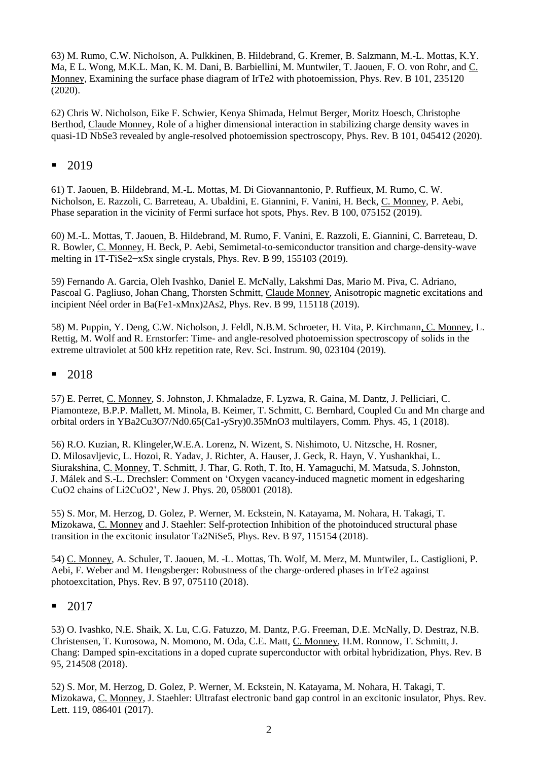63) M. Rumo, C.W. Nicholson, A. Pulkkinen, B. Hildebrand, G. Kremer, B. Salzmann, M.-L. Mottas, K.Y. Ma, E L. Wong, M.K.L. Man, K. M. Dani, B. Barbiellini, M. Muntwiler, T. Jaouen, F. O. von Rohr, and C. Monney, Examining the surface phase diagram of $IrTe_2$ with photoemission, Phys. Rev. B 101, 235120 (2020).

62) Chris W. Nicholson, Eike F. Schwier, Kenya Shimada, Helmut Berger, Moritz Hoesch, Christophe Berthod, Claude Monney, Role of a higher dimensional interaction in stabilizing charge density waves in quasi-1D $NbSe_3$ revealed by angle-resolved photoemission spectroscopy, Phys. Rev. B 101, 045412 (2020).

- 2019

61) T. Jaouen, B. Hildebrand, M.-L. Mottas, M. Di Giovannantonio, P. Ruffieux, M. Rumo, C. W. Nicholson, E. Razzoli, C. Barreteau, A. Ubaldini, E. Giannini, F. Vanini, H. Beck, C. Monney, P. Aebi, Phase separation in the vicinity of Fermi surface hot spots, Phys. Rev. B 100, 075152 (2019).

60) M.-L. Mottas, T. Jaouen, B. Hildebrand, M. Rumo, F. Vanini, E. Razzoli, E. Giannini, C. Barreteau, D. R. Bowler, C. Monney, H. Beck, P. Aebi, Semimetal-to-semiconductor transition and charge-density-wave melting in 1T-$TiSe_{2-x}S_x$ single crystals, Phys. Rev. B 99, 155103 (2019).

59) Fernando A. Garcia, Oleh Ivashko, Daniel E. McNally, Lakshmi Das, Mario M. Piva, C. Adriano, Pascoal G. Pagliuso, Johan Chang, Thorsten Schmitt, Claude Monney, Anisotropic magnetic excitations and incipient Néel order in $Ba(Fe_{1-x}Mn_x)_2As_2$, Phys. Rev. B 99, 115118 (2019).

58) M. Puppin, Y. Deng, C.W. Nicholson, J. Feldl, N.B.M. Schroeter, H. Vita, P. Kirchmann, C. Monney, L. Rettig, M. Wolf and R. Ernstorfer: Time- and angle-resolved photoemission spectroscopy of solids in the extreme ultraviolet at 500 kHz repetition rate, Rev. Sci. Instrum. 90, 023104 (2019).

- 2018

57) E. Perret, C. Monney, S. Johnston, J. Khmaladze, F. Lyzwa, R. Gaina, M. Dantz, J. Pelliciari, C. Piamonteze, B.P.P. Mallett, M. Minola, B. Keimer, T. Schmitt, C. Bernhard, Coupled Cu and Mn charge and orbital orders in $YBa_2Cu_3O_7/Nd_{0.65}(Ca_{1-y}Sr_y)_{0.35}MnO_3$ multilayers, Comm. Phys. 45, 1 (2018).

56) R.O. Kuzian, R. Klingeler,W.E.A. Lorenz, N. Wizent, S. Nishimoto, U. Nitzsche, H. Rosner, D. Milosavljevic, L. Hozoi, R. Yadav, J. Richter, A. Hauser, J. Geck, R. Hayn, V. Yushankhai, L. Siurakshina, C. Monney, T. Schmitt, J. Thar, G. Roth, T. Ito, H. Yamaguchi, M. Matsuda, S. Johnston, J. Málek and S.-L. Drechsler: Comment on 'Oxygen vacancy-induced magnetic moment in edgesharing $CuO_2$ chains of $Li_2CuO_2$', New J. Phys. 20, 058001 (2018).

55) S. Mor, M. Herzog, D. Golez, P. Werner, M. Eckstein, N. Katayama, M. Nohara, H. Takagi, T. Mizokawa, C. Monney and J. Staehler: Self-protection Inhibition of the photoinduced structural phase transition in the excitonic insulator $Ta_2NiSe_5$, Phys. Rev. B 97, 115154 (2018).

54) C. Monney, A. Schuler, T. Jaouen, M. -L. Mottas, Th. Wolf, M. Merz, M. Muntwiler, L. Castiglioni, P. Aebi, F. Weber and M. Hengsberger: Robustness of the charge-ordered phases in $IrTe_2$ against photoexcitation, Phys. Rev. B 97, 075110 (2018).

- 2017

53) O. Ivashko, N.E. Shaik, X. Lu, C.G. Fatuzzo, M. Dantz, P.G. Freeman, D.E. McNally, D. Destraz, N.B. Christensen, T. Kurosowa, N. Momono, M. Oda, C.E. Matt, C. Monney, H.M. Ronnow, T. Schmitt, J. Chang: Damped spin-excitations in a doped cuprate superconductor with orbital hybridization, Phys. Rev. B 95, 214508 (2018).

52) S. Mor, M. Herzog, D. Golez, P. Werner, M. Eckstein, N. Katayama, M. Nohara, H. Takagi, T. Mizokawa, C. Monney, J. Staehler: Ultrafast electronic band gap control in an excitonic insulator, Phys. Rev. Lett. 119, 086401 (2017).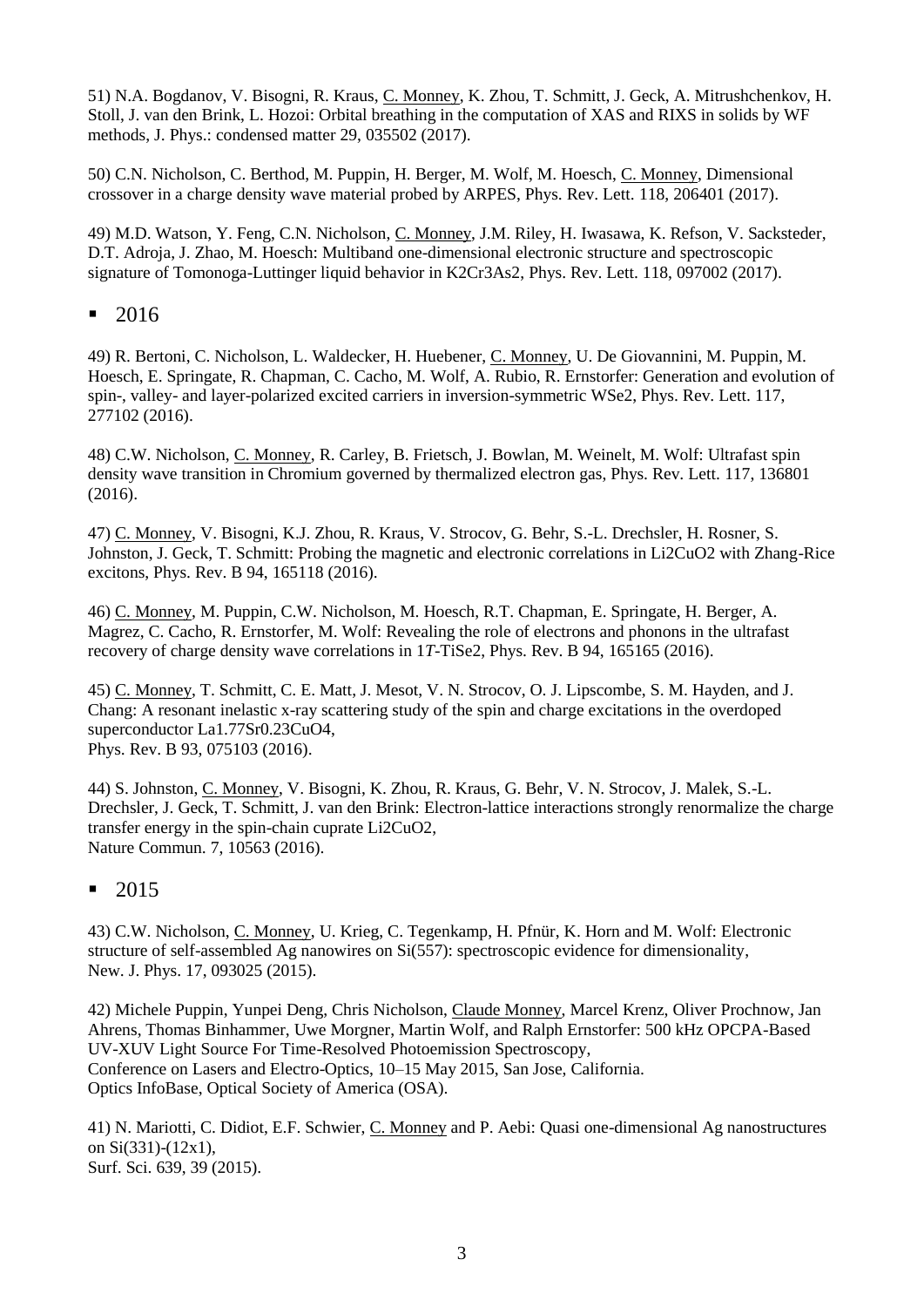51) N.A. Bogdanov, V. Bisogni, R. Kraus, C. Monney, K. Zhou, T. Schmitt, J. Geck, A. Mitrushchenkov, H. Stoll, J. van den Brink, L. Hozoi: Orbital breathing in the computation of XAS and RIXS in solids by WF methods, J. Phys.: condensed matter 29, 035502 (2017).

50) C.N. Nicholson, C. Berthod, M. Puppin, H. Berger, M. Wolf, M. Hoesch, C. Monney, Dimensional crossover in a charge density wave material probed by ARPES, Phys. Rev. Lett. 118, 206401 (2017).

49) M.D. Watson, Y. Feng, C.N. Nicholson, C. Monney, J.M. Riley, H. Iwasawa, K. Refson, V. Sacksteder, D.T. Adroja, J. Zhao, M. Hoesch: Multiband one-dimensional electronic structure and spectroscopic signature of Tomonoga-Luttinger liquid behavior in $K_2Cr_3As_2$, Phys. Rev. Lett. 118, 097002 (2017).

- 2016

49) R. Bertoni, C. Nicholson, L. Waldecker, H. Huebener, C. Monney, U. De Giovannini, M. Puppin, M. Hoesch, E. Springate, R. Chapman, C. Cacho, M. Wolf, A. Rubio, R. Ernstorfer: Generation and evolution of spin-, valley- and layer-polarized excited carriers in inversion-symmetric $WSe_2$, Phys. Rev. Lett. 117, 277102 (2016).

48) C.W. Nicholson, C. Monney, R. Carley, B. Frietsch, J. Bowlan, M. Weinelt, M. Wolf: Ultrafast spin density wave transition in Chromium governed by thermalized electron gas, Phys. Rev. Lett. 117, 136801 (2016).

47) C. Monney, V. Bisogni, K.J. Zhou, R. Kraus, V. Strocov, G. Behr, S.-L. Drechsler, H. Rosner, S. Johnston, J. Geck, T. Schmitt: Probing the magnetic and electronic correlations in $Li_2CuO_2$ with Zhang-Rice excitons, Phys. Rev. B 94, 165118 (2016).

46) C. Monney, M. Puppin, C.W. Nicholson, M. Hoesch, R.T. Chapman, E. Springate, H. Berger, A. Magrez, C. Cacho, R. Ernstorfer, M. Wolf: Revealing the role of electrons and phonons in the ultrafast recovery of charge density wave correlations in 1*T*-$TiSe_2$, Phys. Rev. B 94, 165165 (2016).

45) C. Monney, T. Schmitt, C. E. Matt, J. Mesot, V. N. Strocov, O. J. Lipscombe, S. M. Hayden, and J. Chang: A resonant inelastic x-ray scattering study of the spin and charge excitations in the overdoped superconductor $La_{1.77}Sr_{0.23}CuO_4$,
Phys. Rev. B 93, 075103 (2016).

44) S. Johnston, C. Monney, V. Bisogni, K. Zhou, R. Kraus, G. Behr, V. N. Strocov, J. Malek, S.-L. Drechsler, J. Geck, T. Schmitt, J. van den Brink: Electron-lattice interactions strongly renormalize the charge transfer energy in the spin-chain cuprate $Li_2CuO_2$,
Nature Commun. 7, 10563 (2016).

- 2015

43) C.W. Nicholson, C. Monney, U. Krieg, C. Tegenkamp, H. Pfnür, K. Horn and M. Wolf: Electronic structure of self-assembled Ag nanowires on Si(557): spectroscopic evidence for dimensionality,
New. J. Phys. 17, 093025 (2015).

42) Michele Puppin, Yunpei Deng, Chris Nicholson, Claude Monney, Marcel Krenz, Oliver Prochnow, Jan Ahrens, Thomas Binhammer, Uwe Morgner, Martin Wolf, and Ralph Ernstorfer: 500 kHz OPCPA-Based UV-XUV Light Source For Time-Resolved Photoemission Spectroscopy,
Conference on Lasers and Electro-Optics, 10–15 May 2015, San Jose, California.
Optics InfoBase, Optical Society of America (OSA).

41) N. Mariotti, C. Didiot, E.F. Schwier, C. Monney and P. Aebi: Quasi one-dimensional Ag nanostructures on Si(331)-(12x1),
Surf. Sci. 639, 39 (2015).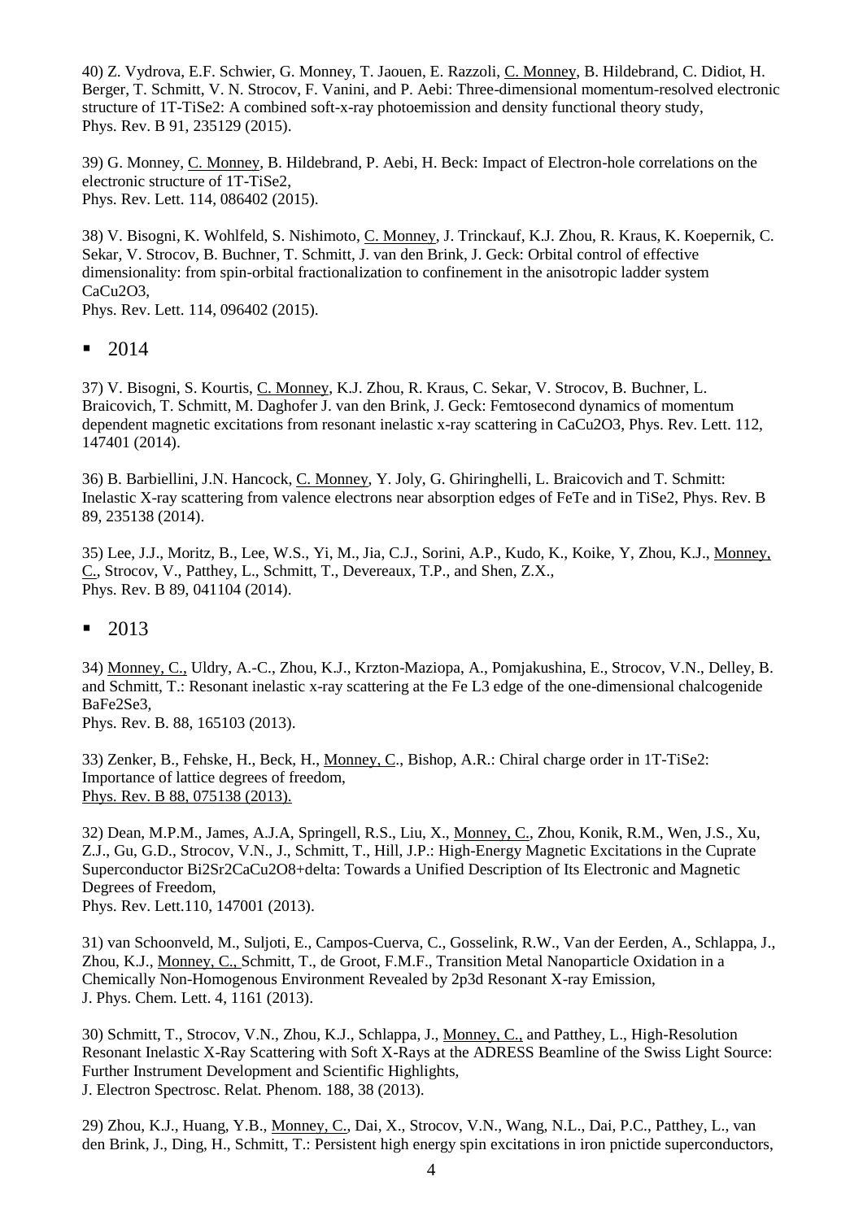40) Z. Vydrova, E.F. Schwier, G. Monney, T. Jaouen, E. Razzoli, C. Monney, B. Hildebrand, C. Didiot, H. Berger, T. Schmitt, V. N. Strocov, F. Vanini, and P. Aebi: Three-dimensional momentum-resolved electronic structure of 1T-TiSe2: A combined soft-x-ray photoemission and density functional theory study, Phys. Rev. B 91, 235129 (2015).

39) G. Monney, C. Monney, B. Hildebrand, P. Aebi, H. Beck: Impact of Electron-hole correlations on the electronic structure of 1T-TiSe2, Phys. Rev. Lett. 114, 086402 (2015).

38) V. Bisogni, K. Wohlfeld, S. Nishimoto, C. Monney, J. Trinckauf, K.J. Zhou, R. Kraus, K. Koepernik, C. Sekar, V. Strocov, B. Buchner, T. Schmitt, J. van den Brink, J. Geck: Orbital control of effective dimensionality: from spin-orbital fractionalization to confinement in the anisotropic ladder system CaCu2O3, Phys. Rev. Lett. 114, 096402 (2015).

- 2014

37) V. Bisogni, S. Kourtis, C. Monney, K.J. Zhou, R. Kraus, C. Sekar, V. Strocov, B. Buchner, L. Braicovich, T. Schmitt, M. Daghofer J. van den Brink, J. Geck: Femtosecond dynamics of momentum dependent magnetic excitations from resonant inelastic x-ray scattering in CaCu2O3, Phys. Rev. Lett. 112, 147401 (2014).

36) B. Barbiellini, J.N. Hancock, C. Monney, Y. Joly, G. Ghiringhelli, L. Braicovich and T. Schmitt: Inelastic X-ray scattering from valence electrons near absorption edges of FeTe and in TiSe2, Phys. Rev. B 89, 235138 (2014).

35) Lee, J.J., Moritz, B., Lee, W.S., Yi, M., Jia, C.J., Sorini, A.P., Kudo, K., Koike, Y, Zhou, K.J., Monney, C., Strocov, V., Patthey, L., Schmitt, T., Devereaux, T.P., and Shen, Z.X., Phys. Rev. B 89, 041104 (2014).

- 2013

34) Monney, C., Uldry, A.-C., Zhou, K.J., Krzton-Maziopa, A., Pomjakushina, E., Strocov, V.N., Delley, B. and Schmitt, T.: Resonant inelastic x-ray scattering at the Fe L3 edge of the one-dimensional chalcogenide BaFe2Se3, Phys. Rev. B. 88, 165103 (2013).

33) Zenker, B., Fehske, H., Beck, H., Monney, C., Bishop, A.R.: Chiral charge order in 1T-TiSe2: Importance of lattice degrees of freedom, Phys. Rev. B 88, 075138 (2013).

32) Dean, M.P.M., James, A.J.A, Springell, R.S., Liu, X., Monney, C., Zhou, Konik, R.M., Wen, J.S., Xu, Z.J., Gu, G.D., Strocov, V.N., J., Schmitt, T., Hill, J.P.: High-Energy Magnetic Excitations in the Cuprate Superconductor Bi2Sr2CaCu2O8+delta: Towards a Unified Description of Its Electronic and Magnetic Degrees of Freedom, Phys. Rev. Lett.110, 147001 (2013).

31) van Schoonveld, M., Suljoti, E., Campos-Cuerva, C., Gosselink, R.W., Van der Eerden, A., Schlappa, J., Zhou, K.J., Monney, C., Schmitt, T., de Groot, F.M.F., Transition Metal Nanoparticle Oxidation in a Chemically Non-Homogenous Environment Revealed by 2p3d Resonant X-ray Emission, J. Phys. Chem. Lett. 4, 1161 (2013).

30) Schmitt, T., Strocov, V.N., Zhou, K.J., Schlappa, J., Monney, C., and Patthey, L., High-Resolution Resonant Inelastic X-Ray Scattering with Soft X-Rays at the ADRESS Beamline of the Swiss Light Source: Further Instrument Development and Scientific Highlights, J. Electron Spectrosc. Relat. Phenom. 188, 38 (2013).

29) Zhou, K.J., Huang, Y.B., Monney, C., Dai, X., Strocov, V.N., Wang, N.L., Dai, P.C., Patthey, L., van den Brink, J., Ding, H., Schmitt, T.: Persistent high energy spin excitations in iron pnictide superconductors,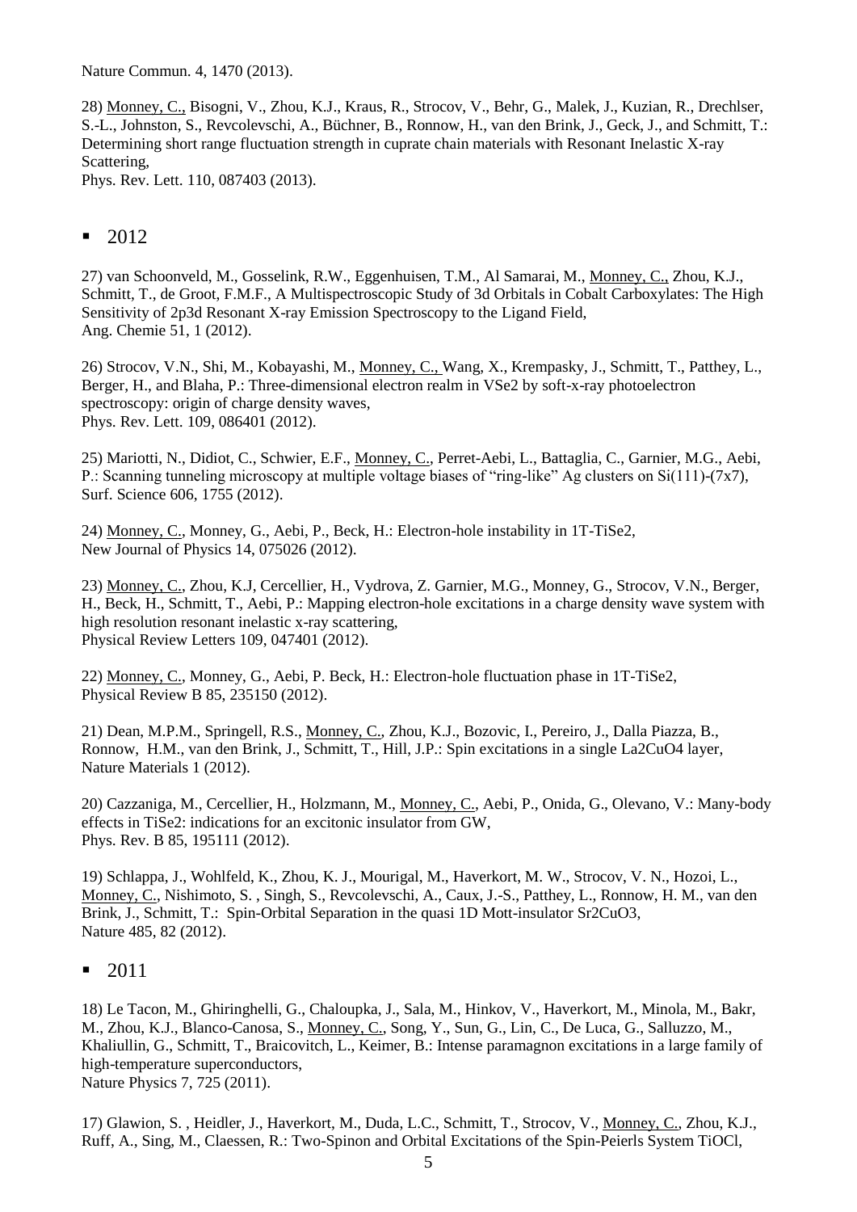Nature Commun. 4, 1470 (2013).

28) <u>Monney, C.</u>, Bisogni, V., Zhou, K.J., Kraus, R., Strocov, V., Behr, G., Malek, J., Kuzian, R., Drechlser, S.-L., Johnston, S., Revcolevschi, A., Büchner, B., Ronnow, H., van den Brink, J., Geck, J., and Schmitt, T.: Determining short range fluctuation strength in cuprate chain materials with Resonant Inelastic X-ray Scattering,
Phys. Rev. Lett. 110, 087403 (2013).

- 2012

27) van Schoonveld, M., Gosselink, R.W., Eggenhuisen, T.M., Al Samarai, M., <u>Monney, C.</u>, Zhou, K.J., Schmitt, T., de Groot, F.M.F., A Multispectroscopic Study of 3d Orbitals in Cobalt Carboxylates: The High Sensitivity of 2p3d Resonant X-ray Emission Spectroscopy to the Ligand Field,
Ang. Chemie 51, 1 (2012).

26) Strocov, V.N., Shi, M., Kobayashi, M., <u>Monney, C.</u>, Wang, X., Krempasky, J., Schmitt, T., Patthey, L., Berger, H., and Blaha, P.: Three-dimensional electron realm in $VSe_2$ by soft-x-ray photoelectron spectroscopy: origin of charge density waves,
Phys. Rev. Lett. 109, 086401 (2012).

25) Mariotti, N., Didiot, C., Schwier, E.F., <u>Monney, C.</u>, Perret-Aebi, L., Battaglia, C., Garnier, M.G., Aebi, P.: Scanning tunneling microscopy at multiple voltage biases of "ring-like" Ag clusters on Si(111)-(7x7),
Surf. Science 606, 1755 (2012).

24) <u>Monney, C.</u>, Monney, G., Aebi, P., Beck, H.: Electron-hole instability in 1T-$TiSe_2$,
New Journal of Physics 14, 075026 (2012).

23) <u>Monney, C.</u>, Zhou, K.J, Cercellier, H., Vydrova, Z. Garnier, M.G., Monney, G., Strocov, V.N., Berger, H., Beck, H., Schmitt, T., Aebi, P.: Mapping electron-hole excitations in a charge density wave system with high resolution resonant inelastic x-ray scattering,
Physical Review Letters 109, 047401 (2012).

22) <u>Monney, C.</u>, Monney, G., Aebi, P. Beck, H.: Electron-hole fluctuation phase in 1T-$TiSe_2$,
Physical Review B 85, 235150 (2012).

21) Dean, M.P.M., Springell, R.S., <u>Monney, C.</u>, Zhou, K.J., Bozovic, I., Pereiro, J., Dalla Piazza, B., Ronnow, H.M., van den Brink, J., Schmitt, T., Hill, J.P.: Spin excitations in a single $La_2CuO_4$ layer,
Nature Materials 1 (2012).

20) Cazzaniga, M., Cercellier, H., Holzmann, M., <u>Monney, C.</u>, Aebi, P., Onida, G., Olevano, V.: Many-body effects in $TiSe_2$: indications for an excitonic insulator from GW,
Phys. Rev. B 85, 195111 (2012).

19) Schlappa, J., Wohlfeld, K., Zhou, K. J., Mourigal, M., Haverkort, M. W., Strocov, V. N., Hozoi, L., <u>Monney, C.</u>, Nishimoto, S. , Singh, S., Revcolevschi, A., Caux, J.-S., Patthey, L., Ronnow, H. M., van den Brink, J., Schmitt, T.: Spin-Orbital Separation in the quasi 1D Mott-insulator $Sr_2CuO_3$,
Nature 485, 82 (2012).

- 2011

18) Le Tacon, M., Ghiringhelli, G., Chaloupka, J., Sala, M., Hinkov, V., Haverkort, M., Minola, M., Bakr, M., Zhou, K.J., Blanco-Canosa, S., <u>Monney, C.</u>, Song, Y., Sun, G., Lin, C., De Luca, G., Salluzzo, M., Khaliullin, G., Schmitt, T., Braicovitch, L., Keimer, B.: Intense paramagnon excitations in a large family of high-temperature superconductors,
Nature Physics 7, 725 (2011).

17) Glawion, S. , Heidler, J., Haverkort, M., Duda, L.C., Schmitt, T., Strocov, V., <u>Monney, C.</u>, Zhou, K.J., Ruff, A., Sing, M., Claessen, R.: Two-Spinon and Orbital Excitations of the Spin-Peierls System TiOCl,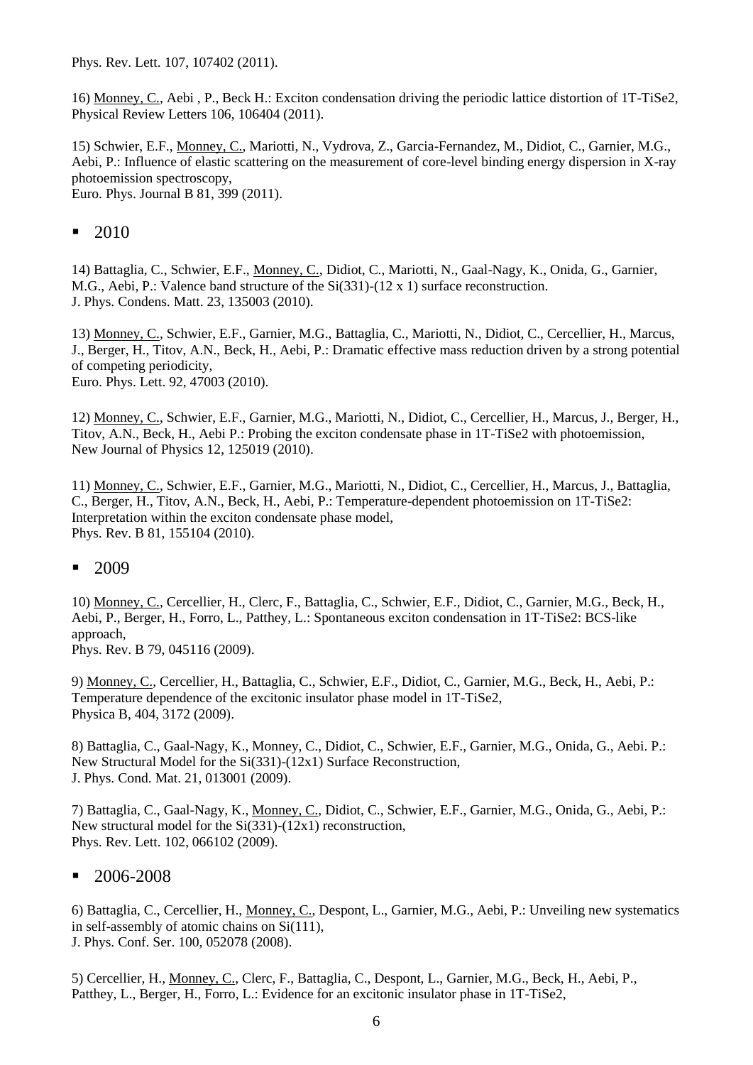Phys. Rev. Lett. 107, 107402 (2011).

16) Monney, C., Aebi , P., Beck H.: Exciton condensation driving the periodic lattice distortion of 1T-TiSe2, Physical Review Letters 106, 106404 (2011).

15) Schwier, E.F., Monney, C., Mariotti, N., Vydrova, Z., Garcia-Fernandez, M., Didiot, C., Garnier, M.G., Aebi, P.: Influence of elastic scattering on the measurement of core-level binding energy dispersion in X-ray photoemission spectroscopy,
Euro. Phys. Journal B 81, 399 (2011).

- 2010

14) Battaglia, C., Schwier, E.F., Monney, C., Didiot, C., Mariotti, N., Gaal-Nagy, K., Onida, G., Garnier, M.G., Aebi, P.: Valence band structure of the Si(331)-(12 x 1) surface reconstruction.
J. Phys. Condens. Matt. 23, 135003 (2010).

13) Monney, C., Schwier, E.F., Garnier, M.G., Battaglia, C., Mariotti, N., Didiot, C., Cercellier, H., Marcus, J., Berger, H., Titov, A.N., Beck, H., Aebi, P.: Dramatic effective mass reduction driven by a strong potential of competing periodicity,
Euro. Phys. Lett. 92, 47003 (2010).

12) Monney, C., Schwier, E.F., Garnier, M.G., Mariotti, N., Didiot, C., Cercellier, H., Marcus, J., Berger, H., Titov, A.N., Beck, H., Aebi P.: Probing the exciton condensate phase in 1T-TiSe2 with photoemission,
New Journal of Physics 12, 125019 (2010).

11) Monney, C., Schwier, E.F., Garnier, M.G., Mariotti, N., Didiot, C., Cercellier, H., Marcus, J., Battaglia, C., Berger, H., Titov, A.N., Beck, H., Aebi, P.: Temperature-dependent photoemission on 1T-TiSe2: Interpretation within the exciton condensate phase model,
Phys. Rev. B 81, 155104 (2010).

- 2009

10) Monney, C., Cercellier, H., Clerc, F., Battaglia, C., Schwier, E.F., Didiot, C., Garnier, M.G., Beck, H., Aebi, P., Berger, H., Forro, L., Patthey, L.: Spontaneous exciton condensation in 1T-TiSe2: BCS-like approach,
Phys. Rev. B 79, 045116 (2009).

9) Monney, C., Cercellier, H., Battaglia, C., Schwier, E.F., Didiot, C., Garnier, M.G., Beck, H., Aebi, P.: Temperature dependence of the excitonic insulator phase model in 1T-TiSe2,
Physica B, 404, 3172 (2009).

8) Battaglia, C., Gaal-Nagy, K., Monney, C., Didiot, C., Schwier, E.F., Garnier, M.G., Onida, G., Aebi. P.: New Structural Model for the Si(331)-(12x1) Surface Reconstruction,
J. Phys. Cond. Mat. 21, 013001 (2009).

7) Battaglia, C., Gaal-Nagy, K., Monney, C., Didiot, C., Schwier, E.F., Garnier, M.G., Onida, G., Aebi, P.: New structural model for the Si(331)-(12x1) reconstruction,
Phys. Rev. Lett. 102, 066102 (2009).

- 2006-2008

6) Battaglia, C., Cercellier, H., Monney, C., Despont, L., Garnier, M.G., Aebi, P.: Unveiling new systematics in self-assembly of atomic chains on Si(111),
J. Phys. Conf. Ser. 100, 052078 (2008).

5) Cercellier, H., Monney, C., Clerc, F., Battaglia, C., Despont, L., Garnier, M.G., Beck, H., Aebi, P., Patthey, L., Berger, H., Forro, L.: Evidence for an excitonic insulator phase in 1T-TiSe2,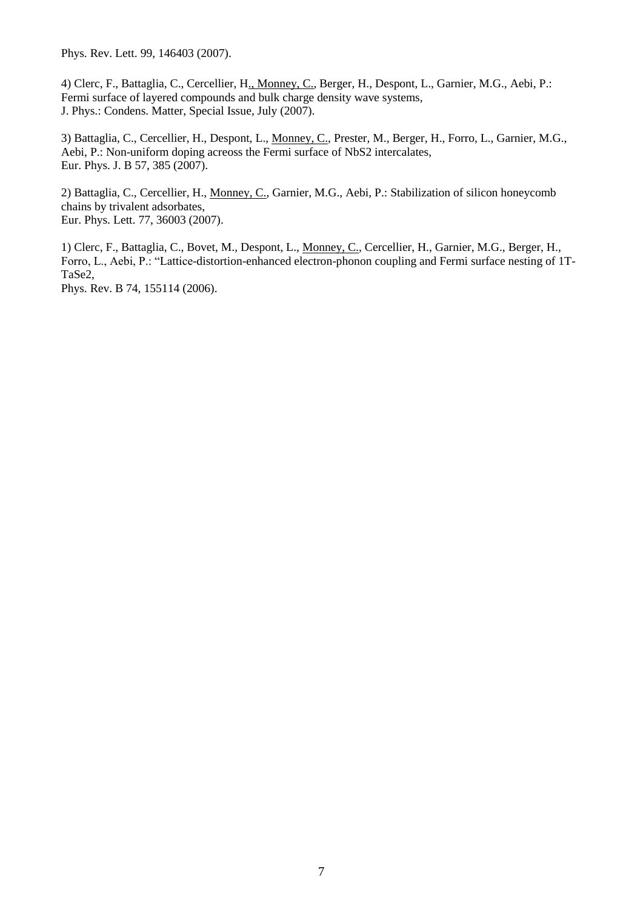Phys. Rev. Lett. 99, 146403 (2007).

4) Clerc, F., Battaglia, C., Cercellier, H., Monney, C., Berger, H., Despont, L., Garnier, M.G., Aebi, P.: Fermi surface of layered compounds and bulk charge density wave systems,
J. Phys.: Condens. Matter, Special Issue, July (2007).

3) Battaglia, C., Cercellier, H., Despont, L., Monney, C., Prester, M., Berger, H., Forro, L., Garnier, M.G., Aebi, P.: Non-uniform doping acreoss the Fermi surface of NbS2 intercalates,
Eur. Phys. J. B 57, 385 (2007).

2) Battaglia, C., Cercellier, H., Monney, C., Garnier, M.G., Aebi, P.: Stabilization of silicon honeycomb chains by trivalent adsorbates,
Eur. Phys. Lett. 77, 36003 (2007).

1) Clerc, F., Battaglia, C., Bovet, M., Despont, L., Monney, C., Cercellier, H., Garnier, M.G., Berger, H., Forro, L., Aebi, P.: "Lattice-distortion-enhanced electron-phonon coupling and Fermi surface nesting of 1T-TaSe2,
Phys. Rev. B 74, 155114 (2006).